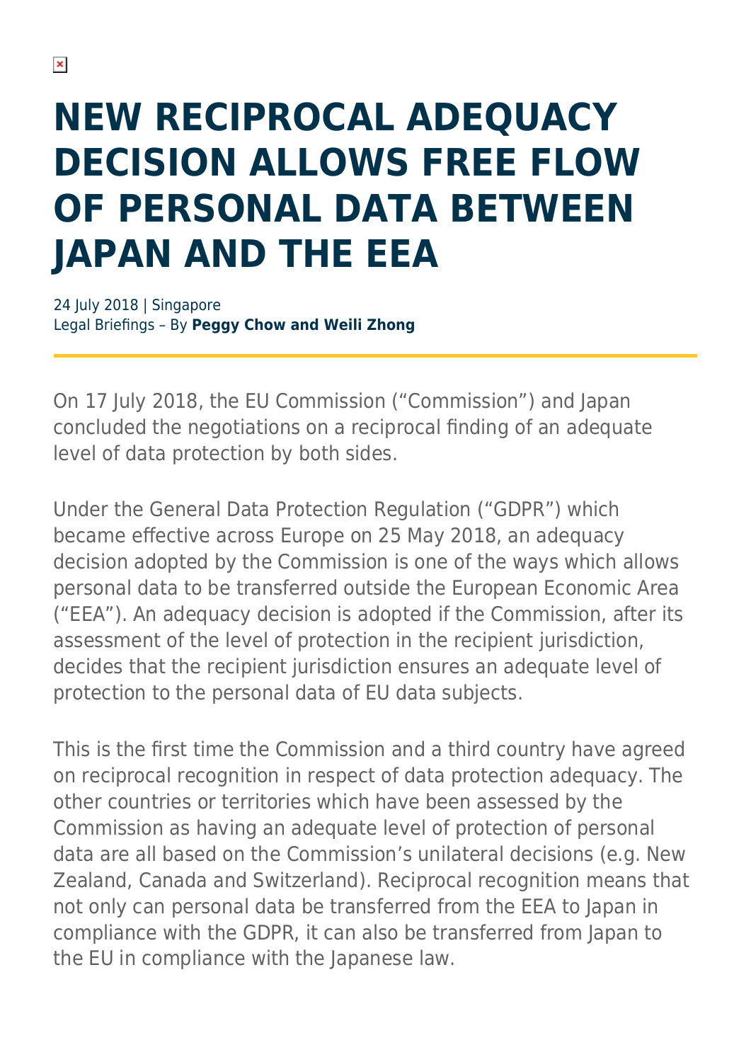# NEW RECIPROCAL ADEQUACY DECISION ALLOWS FREE FLOW OF PERSONAL DATA BETWEEN JAPAN AND THE EEA

24 July 2018 | Singapore
Legal Briefings – By **Peggy Chow and Weili Zhong**

On 17 July 2018, the EU Commission ("Commission") and Japan concluded the negotiations on a reciprocal finding of an adequate level of data protection by both sides.

Under the General Data Protection Regulation ("GDPR") which became effective across Europe on 25 May 2018, an adequacy decision adopted by the Commission is one of the ways which allows personal data to be transferred outside the European Economic Area ("EEA"). An adequacy decision is adopted if the Commission, after its assessment of the level of protection in the recipient jurisdiction, decides that the recipient jurisdiction ensures an adequate level of protection to the personal data of EU data subjects.

This is the first time the Commission and a third country have agreed on reciprocal recognition in respect of data protection adequacy. The other countries or territories which have been assessed by the Commission as having an adequate level of protection of personal data are all based on the Commission's unilateral decisions (e.g. New Zealand, Canada and Switzerland). Reciprocal recognition means that not only can personal data be transferred from the EEA to Japan in compliance with the GDPR, it can also be transferred from Japan to the EU in compliance with the Japanese law.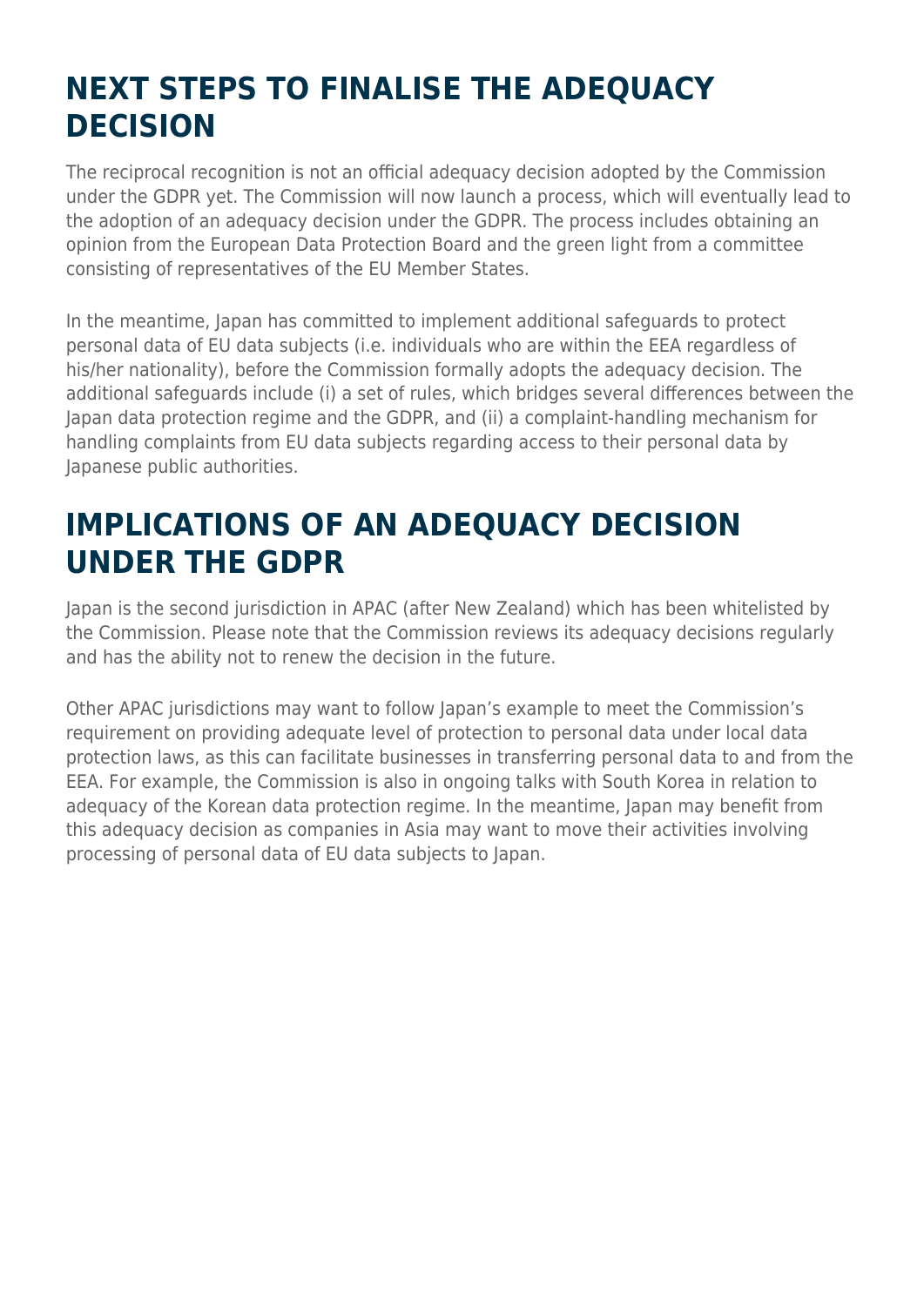## NEXT STEPS TO FINALISE THE ADEQUACY DECISION

The reciprocal recognition is not an official adequacy decision adopted by the Commission under the GDPR yet. The Commission will now launch a process, which will eventually lead to the adoption of an adequacy decision under the GDPR. The process includes obtaining an opinion from the European Data Protection Board and the green light from a committee consisting of representatives of the EU Member States.

In the meantime, Japan has committed to implement additional safeguards to protect personal data of EU data subjects (i.e. individuals who are within the EEA regardless of his/her nationality), before the Commission formally adopts the adequacy decision. The additional safeguards include (i) a set of rules, which bridges several differences between the Japan data protection regime and the GDPR, and (ii) a complaint-handling mechanism for handling complaints from EU data subjects regarding access to their personal data by Japanese public authorities.

## IMPLICATIONS OF AN ADEQUACY DECISION UNDER THE GDPR

Japan is the second jurisdiction in APAC (after New Zealand) which has been whitelisted by the Commission. Please note that the Commission reviews its adequacy decisions regularly and has the ability not to renew the decision in the future.

Other APAC jurisdictions may want to follow Japan's example to meet the Commission's requirement on providing adequate level of protection to personal data under local data protection laws, as this can facilitate businesses in transferring personal data to and from the EEA. For example, the Commission is also in ongoing talks with South Korea in relation to adequacy of the Korean data protection regime. In the meantime, Japan may benefit from this adequacy decision as companies in Asia may want to move their activities involving processing of personal data of EU data subjects to Japan.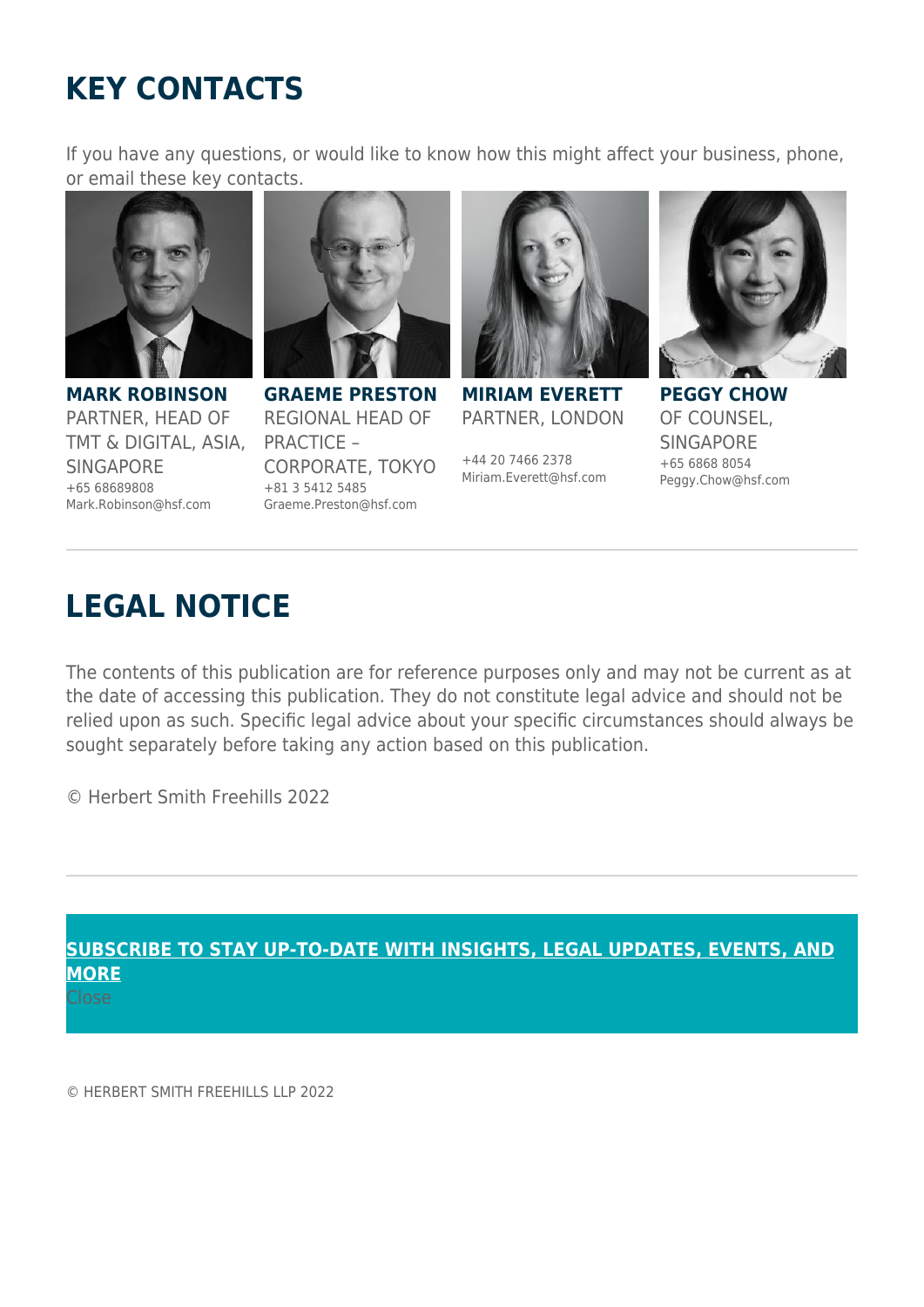## KEY CONTACTS

If you have any questions, or would like to know how this might affect your business, phone, or email these key contacts.

**MARK ROBINSON**
PARTNER, HEAD OF TMT & DIGITAL, ASIA, SINGAPORE
+65 68689808
Mark.Robinson@hsf.com

**GRAEME PRESTON**
REGIONAL HEAD OF PRACTICE – CORPORATE, TOKYO
+81 3 5412 5485
Graeme.Preston@hsf.com

**MIRIAM EVERETT**
PARTNER, LONDON
+44 20 7466 2378
Miriam.Everett@hsf.com

**PEGGY CHOW**
OF COUNSEL, SINGAPORE
+65 6868 8054
Peggy.Chow@hsf.com

## LEGAL NOTICE

The contents of this publication are for reference purposes only and may not be current as at the date of accessing this publication. They do not constitute legal advice and should not be relied upon as such. Specific legal advice about your specific circumstances should always be sought separately before taking any action based on this publication.

© Herbert Smith Freehills 2022

**SUBSCRIBE TO STAY UP-TO-DATE WITH INSIGHTS, LEGAL UPDATES, EVENTS, AND MORE**
Close

© HERBERT SMITH FREEHILLS LLP 2022